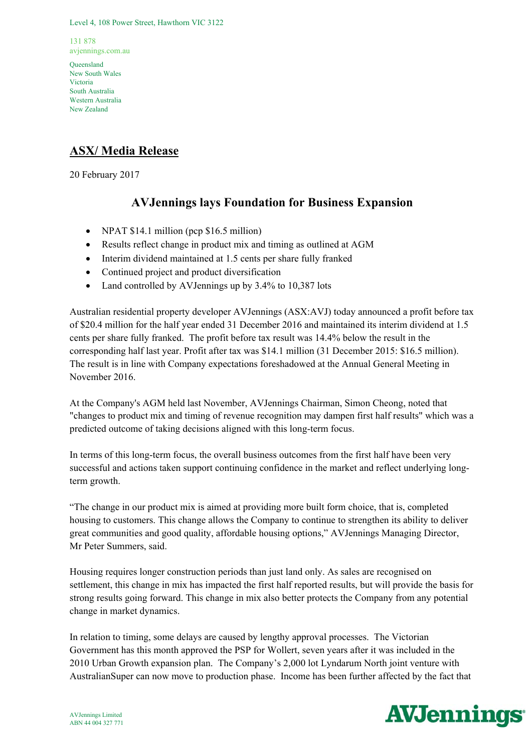Level 4, 108 Power Street, Hawthorn VIC 3122

131 878
avjennings.com.au

Queensland
New South Wales
Victoria
South Australia
Western Australia
New Zealand

## ASX/ Media Release

20 February 2017

# AVJennings lays Foundation for Business Expansion

- NPAT $14.1 million (pcp $16.5 million)
- Results reflect change in product mix and timing as outlined at AGM
- Interim dividend maintained at 1.5 cents per share fully franked
- Continued project and product diversification
- Land controlled by AVJennings up by 3.4% to 10,387 lots

Australian residential property developer AVJennings (ASX:AVJ) today announced a profit before tax of $20.4 million for the half year ended 31 December 2016 and maintained its interim dividend at 1.5 cents per share fully franked. The profit before tax result was 14.4% below the result in the corresponding half last year. Profit after tax was $14.1 million (31 December 2015: $16.5 million). The result is in line with Company expectations foreshadowed at the Annual General Meeting in November 2016.

At the Company's AGM held last November, AVJennings Chairman, Simon Cheong, noted that "changes to product mix and timing of revenue recognition may dampen first half results" which was a predicted outcome of taking decisions aligned with this long-term focus.

In terms of this long-term focus, the overall business outcomes from the first half have been very successful and actions taken support continuing confidence in the market and reflect underlying long-term growth.

"The change in our product mix is aimed at providing more built form choice, that is, completed housing to customers. This change allows the Company to continue to strengthen its ability to deliver great communities and good quality, affordable housing options," AVJennings Managing Director, Mr Peter Summers, said.

Housing requires longer construction periods than just land only. As sales are recognised on settlement, this change in mix has impacted the first half reported results, but will provide the basis for strong results going forward. This change in mix also better protects the Company from any potential change in market dynamics.

In relation to timing, some delays are caused by lengthy approval processes. The Victorian Government has this month approved the PSP for Wollert, seven years after it was included in the 2010 Urban Growth expansion plan. The Company's 2,000 lot Lyndarum North joint venture with AustralianSuper can now move to production phase. Income has been further affected by the fact that

AVJennings Limited
ABN 44 004 327 771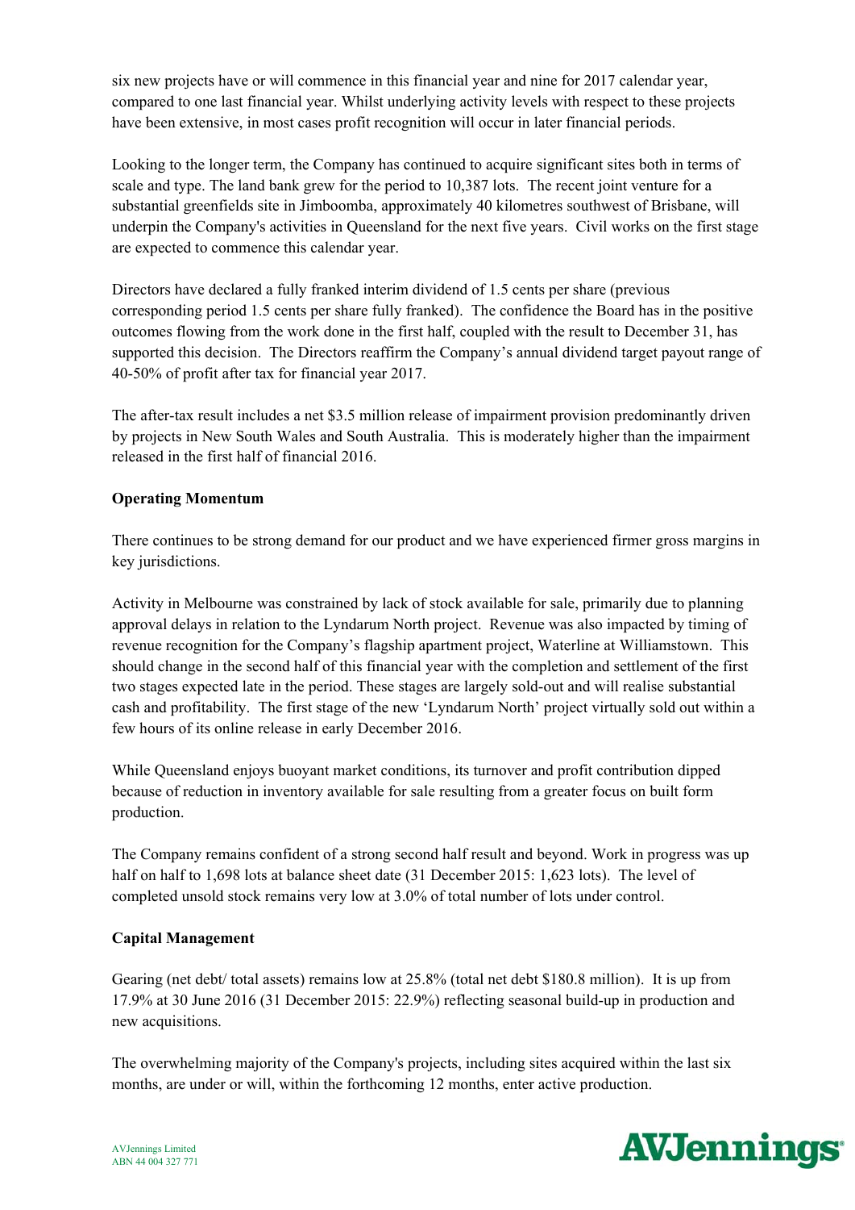six new projects have or will commence in this financial year and nine for 2017 calendar year, compared to one last financial year. Whilst underlying activity levels with respect to these projects have been extensive, in most cases profit recognition will occur in later financial periods.

Looking to the longer term, the Company has continued to acquire significant sites both in terms of scale and type. The land bank grew for the period to 10,387 lots. The recent joint venture for a substantial greenfields site in Jimboomba, approximately 40 kilometres southwest of Brisbane, will underpin the Company's activities in Queensland for the next five years. Civil works on the first stage are expected to commence this calendar year.

Directors have declared a fully franked interim dividend of 1.5 cents per share (previous corresponding period 1.5 cents per share fully franked). The confidence the Board has in the positive outcomes flowing from the work done in the first half, coupled with the result to December 31, has supported this decision. The Directors reaffirm the Company's annual dividend target payout range of 40-50% of profit after tax for financial year 2017.

The after-tax result includes a net $3.5 million release of impairment provision predominantly driven by projects in New South Wales and South Australia. This is moderately higher than the impairment released in the first half of financial 2016.

**Operating Momentum**

There continues to be strong demand for our product and we have experienced firmer gross margins in key jurisdictions.

Activity in Melbourne was constrained by lack of stock available for sale, primarily due to planning approval delays in relation to the Lyndarum North project. Revenue was also impacted by timing of revenue recognition for the Company's flagship apartment project, Waterline at Williamstown. This should change in the second half of this financial year with the completion and settlement of the first two stages expected late in the period. These stages are largely sold-out and will realise substantial cash and profitability. The first stage of the new 'Lyndarum North' project virtually sold out within a few hours of its online release in early December 2016.

While Queensland enjoys buoyant market conditions, its turnover and profit contribution dipped because of reduction in inventory available for sale resulting from a greater focus on built form production.

The Company remains confident of a strong second half result and beyond. Work in progress was up half on half to 1,698 lots at balance sheet date (31 December 2015: 1,623 lots). The level of completed unsold stock remains very low at 3.0% of total number of lots under control.

**Capital Management**

Gearing (net debt/ total assets) remains low at 25.8% (total net debt $180.8 million). It is up from 17.9% at 30 June 2016 (31 December 2015: 22.9%) reflecting seasonal build-up in production and new acquisitions.

The overwhelming majority of the Company's projects, including sites acquired within the last six months, are under or will, within the forthcoming 12 months, enter active production.

AVJennings Limited
ABN 44 004 327 771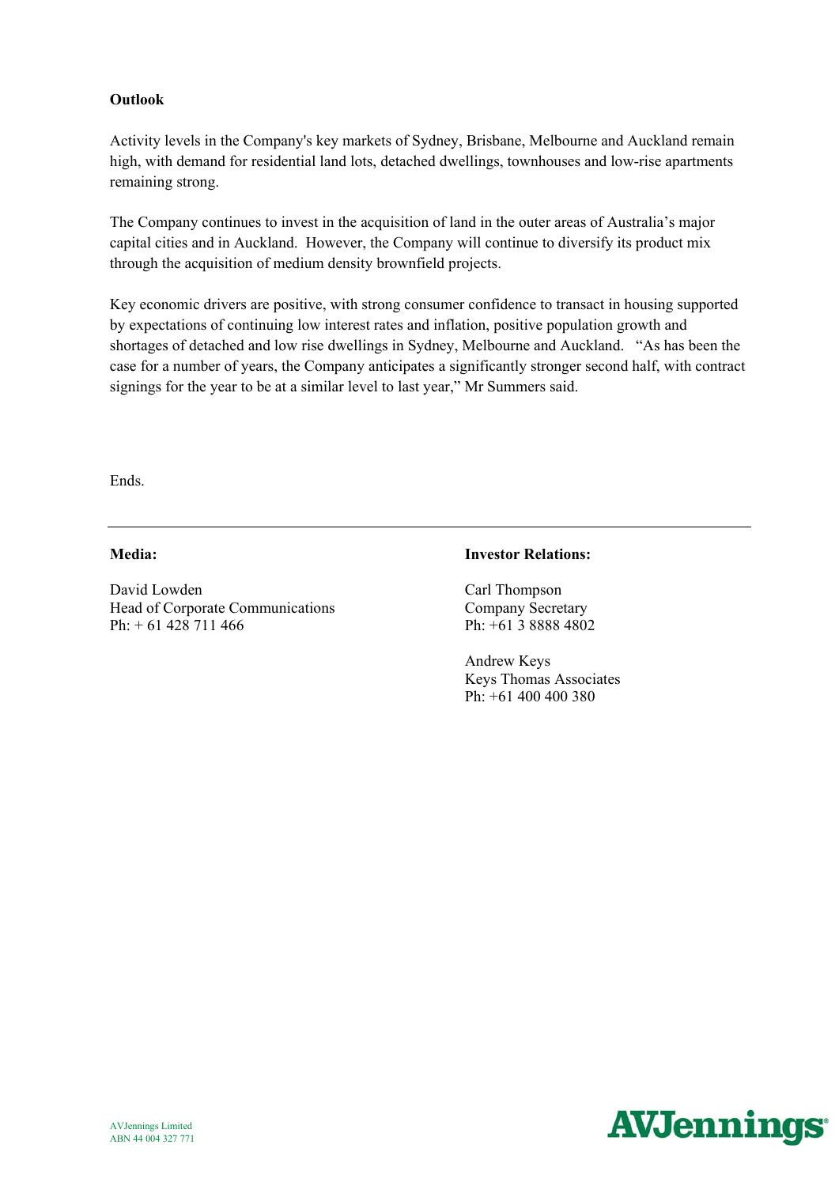**Outlook**

Activity levels in the Company's key markets of Sydney, Brisbane, Melbourne and Auckland remain high, with demand for residential land lots, detached dwellings, townhouses and low-rise apartments remaining strong.

The Company continues to invest in the acquisition of land in the outer areas of Australia's major capital cities and in Auckland. However, the Company will continue to diversify its product mix through the acquisition of medium density brownfield projects.

Key economic drivers are positive, with strong consumer confidence to transact in housing supported by expectations of continuing low interest rates and inflation, positive population growth and shortages of detached and low rise dwellings in Sydney, Melbourne and Auckland. "As has been the case for a number of years, the Company anticipates a significantly stronger second half, with contract signings for the year to be at a similar level to last year," Mr Summers said.

Ends.

---

**Media:**

David Lowden
Head of Corporate Communications
Ph: + 61 428 711 466

**Investor Relations:**

Carl Thompson
Company Secretary
Ph: +61 3 8888 4802

Andrew Keys
Keys Thomas Associates
Ph: +61 400 400 380

AVJennings Limited
ABN 44 004 327 771